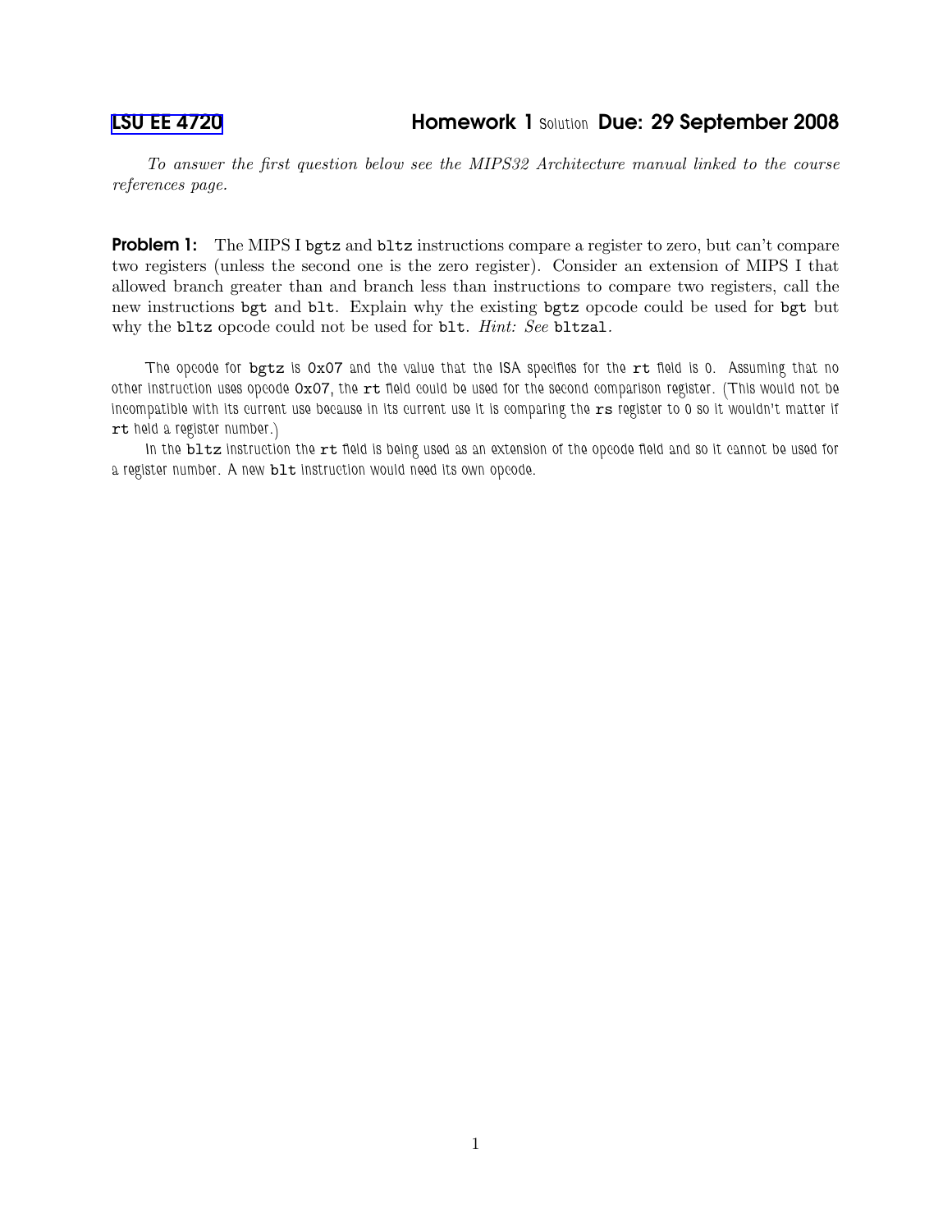# LSU EE 4720 — Homework 1 Solution — Due: 29 September 2008

*To answer the first question below see the MIPS32 Architecture manual linked to the course references page.*

**Problem 1:** The MIPS I `bgtz` and `bltz` instructions compare a register to zero, but can't compare two registers (unless the second one is the zero register). Consider an extension of MIPS I that allowed branch greater than and branch less than instructions to compare two registers, call the new instructions `bgt` and `blt`. Explain why the existing `bgtz` opcode could be used for `bgt` but why the `bltz` opcode could not be used for `blt`. *Hint: See* `bltzal`.

The opcode for `bgtz` is `0x07` and the value that the ISA specifies for the `rt` field is 0. Assuming that no other instruction uses opcode `0x07`, the `rt` field could be used for the second comparison register. (This would not be incompatible with its current use because in its current use it is comparing the `rs` register to 0 so it wouldn't matter if `rt` held a register number.)

In the `bltz` instruction the `rt` field is being used as an extension of the opcode field and so it cannot be used for a register number. A new `blt` instruction would need its own opcode.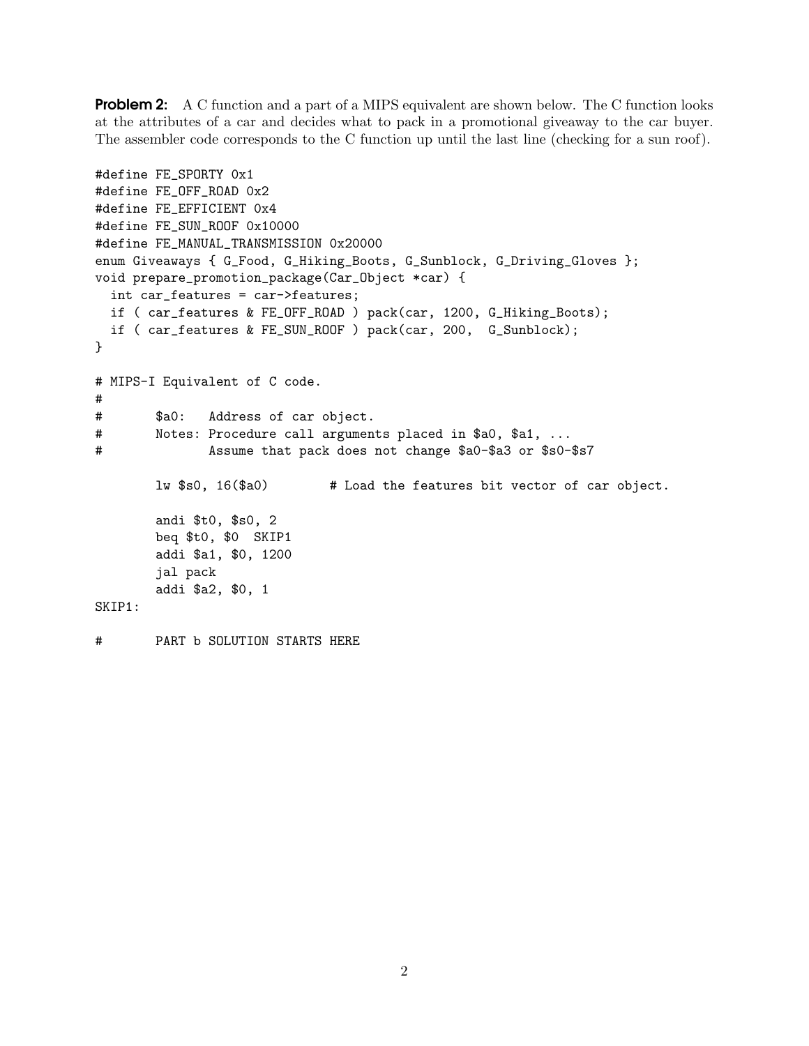**Problem 2:** A C function and a part of a MIPS equivalent are shown below. The C function looks at the attributes of a car and decides what to pack in a promotional giveaway to the car buyer. The assembler code corresponds to the C function up until the last line (checking for a sun roof).

```
#define FE_SPORTY 0x1
#define FE_OFF_ROAD 0x2
#define FE_EFFICIENT 0x4
#define FE_SUN_ROOF 0x10000
#define FE_MANUAL_TRANSMISSION 0x20000
enum Giveaways { G_Food, G_Hiking_Boots, G_Sunblock, G_Driving_Gloves };
void prepare_promotion_package(Car_Object *car) {
  int car_features = car->features;
  if ( car_features & FE_OFF_ROAD ) pack(car, 1200, G_Hiking_Boots);
  if ( car_features & FE_SUN_ROOF ) pack(car, 200,  G_Sunblock);
}

# MIPS-I Equivalent of C code.
#
#       $a0:   Address of car object.
#       Notes: Procedure call arguments placed in $a0, $a1, ...
#              Assume that pack does not change $a0-$a3 or $s0-$s7

        lw $s0, 16($a0)         # Load the features bit vector of car object.

        andi $t0, $s0, 2
        beq $t0, $0  SKIP1
        addi $a1, $0, 1200
        jal pack
        addi $a2, $0, 1
SKIP1:

#       PART b SOLUTION STARTS HERE
```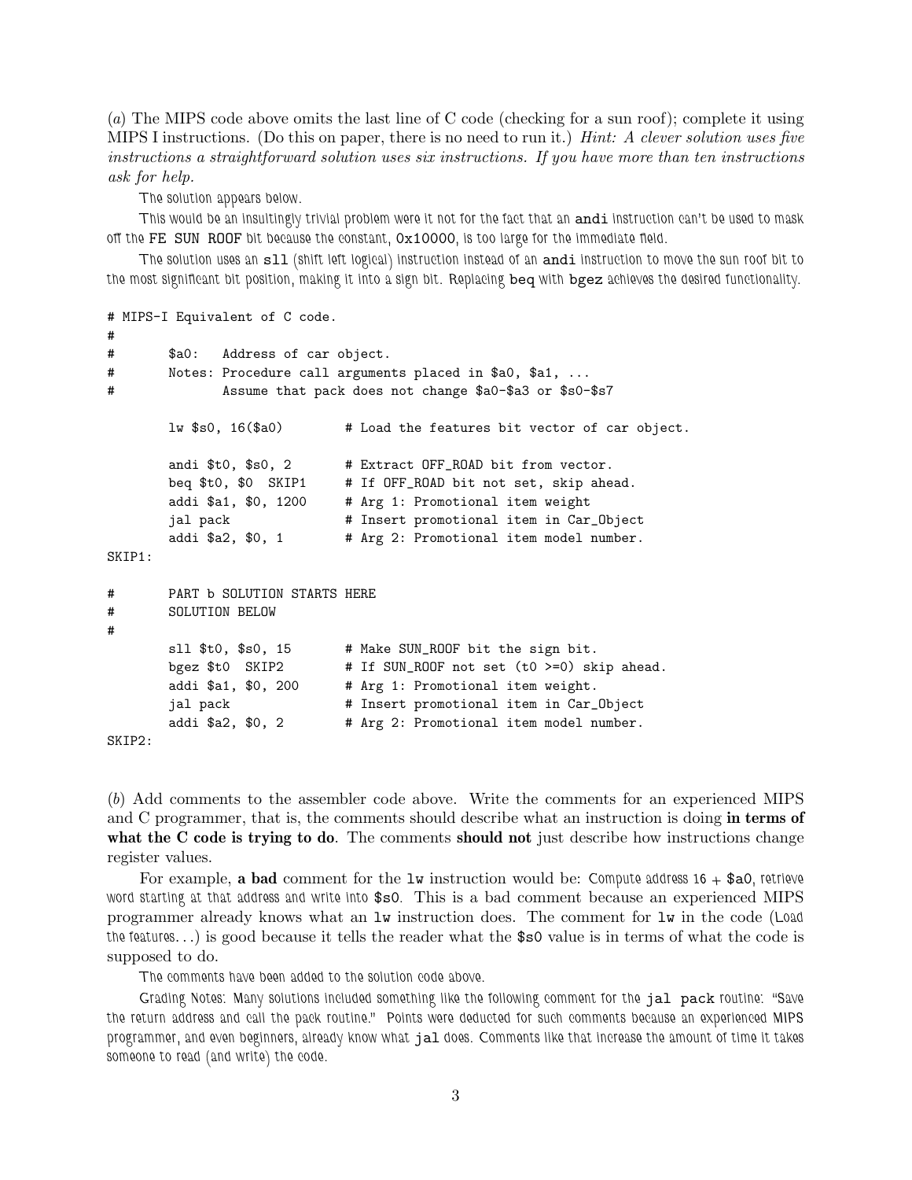(*a*) The MIPS code above omits the last line of C code (checking for a sun roof); complete it using MIPS I instructions. (Do this on paper, there is no need to run it.) *Hint: A clever solution uses five instructions a straightforward solution uses six instructions. If you have more than ten instructions ask for help.*

The solution appears below.

This would be an insultingly trivial problem were it not for the fact that an `andi` instruction can't be used to mask off the FE_SUN_ROOF bit because the constant, `0x10000`, is too large for the immediate field.

The solution uses an `sll` (shift left logical) instruction instead of an `andi` instruction to move the sun roof bit to the most significant bit position, making it into a sign bit. Replacing `beq` with `bgez` achieves the desired functionality.

```
# MIPS-I Equivalent of C code.
#
#       $a0:   Address of car object.
#       Notes: Procedure call arguments placed in $a0, $a1, ...
#              Assume that pack does not change $a0-$a3 or $s0-$s7

        lw $s0, 16($a0)        # Load the features bit vector of car object.

        andi $t0, $s0, 2       # Extract OFF_ROAD bit from vector.
        beq $t0, $0  SKIP1     # If OFF_ROAD bit not set, skip ahead.
        addi $a1, $0, 1200     # Arg 1: Promotional item weight
        jal pack               # Insert promotional item in Car_Object
        addi $a2, $0, 1        # Arg 2: Promotional item model number.
SKIP1:

#       PART b SOLUTION STARTS HERE
#       SOLUTION BELOW
#
        sll $t0, $s0, 15       # Make SUN_ROOF bit the sign bit.
        bgez $t0  SKIP2        # If SUN_ROOF not set (t0 >=0) skip ahead.
        addi $a1, $0, 200      # Arg 1: Promotional item weight.
        jal pack               # Insert promotional item in Car_Object
        addi $a2, $0, 2        # Arg 2: Promotional item model number.
SKIP2:
```

(*b*) Add comments to the assembler code above. Write the comments for an experienced MIPS and C programmer, that is, the comments should describe what an instruction is doing **in terms of what the C code is trying to do**. The comments **should not** just describe how instructions change register values.

For example, **a bad** comment for the `lw` instruction would be: Compute address 16 + `$a0`, retrieve word starting at that address and write into `$s0`. This is a bad comment because an experienced MIPS programmer already knows what an `lw` instruction does. The comment for `lw` in the code (Load the features...) is good because it tells the reader what the `$s0` value is in terms of what the code is supposed to do.

The comments have been added to the solution code above.

Grading Notes: Many solutions included something like the following comment for the `jal pack` routine: "Save the return address and call the pack routine." Points were deducted for such comments because an experienced MIPS programmer, and even beginners, already know what `jal` does. Comments like that increase the amount of time it takes someone to read (and write) the code.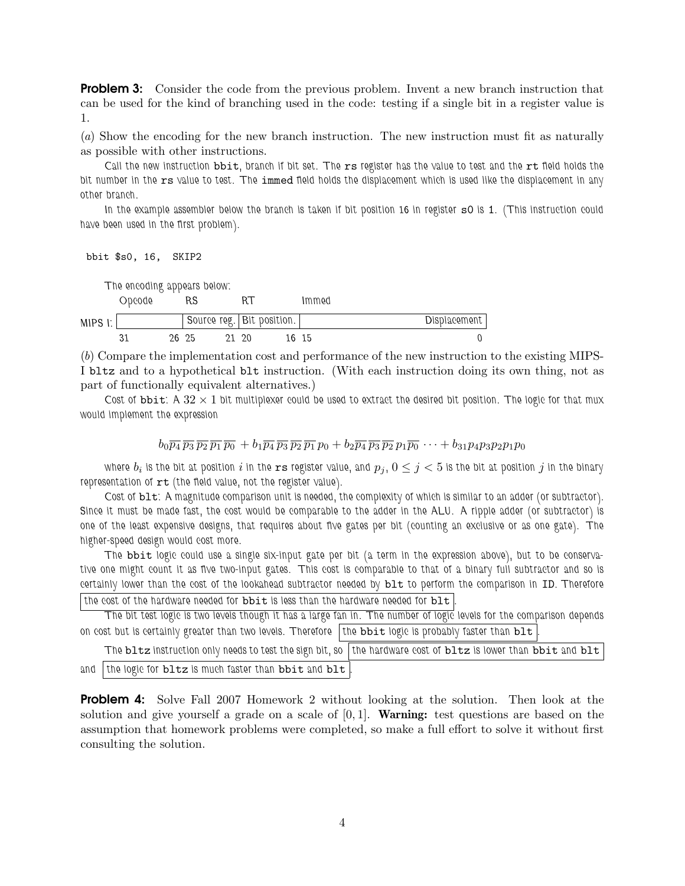**Problem 3:** Consider the code from the previous problem. Invent a new branch instruction that can be used for the kind of branching used in the code: testing if a single bit in a register value is 1.

(*a*) Show the encoding for the new branch instruction. The new instruction must fit as naturally as possible with other instructions.

Call the new instruction `bbit`, branch if bit set. The `rs` register has the value to test and the `rt` field holds the bit number in the `rs` value to test. The `immed` field holds the displacement which is used like the displacement in any other branch.

In the example assembler below the branch is taken if bit position 16 in register `s0` is 1. (This instruction could have been used in the first problem).

```
bbit $s0, 16,  SKIP2
```

The encoding appears below:

| | Opcode | RS | RT | Immed |
|---|---|---|---|---|
| MIPS I: | | Source reg. | Bit position. | Displacement |
| | 31 &nbsp;&nbsp; 26 | 25 &nbsp;&nbsp; 21 | 20 &nbsp;&nbsp; 16 | 15 &nbsp;&nbsp; 0 |

(*b*) Compare the implementation cost and performance of the new instruction to the existing MIPS-I `bltz` and to a hypothetical `blt` instruction. (With each instruction doing its own thing, not as part of functionally equivalent alternatives.)

Cost of `bbit`: A $32 \times 1$ bit multiplexer could be used to extract the desired bit position. The logic for that mux would implement the expression

$$b_0\overline{p_4}\,\overline{p_3}\,\overline{p_2}\,\overline{p_1}\,\overline{p_0} + b_1\overline{p_4}\,\overline{p_3}\,\overline{p_2}\,\overline{p_1}\,p_0 + b_2\overline{p_4}\,\overline{p_3}\,\overline{p_2}\,p_1\overline{p_0} \cdots + b_{31}p_4p_3p_2p_1p_0$$

where $b_i$ is the bit at position $i$ in the `rs` register value, and $p_j$, $0 \le j < 5$ is the bit at position $j$ in the binary representation of `rt` (the field value, not the register value).

Cost of `blt`: A magnitude comparison unit is needed, the complexity of which is similar to an adder (or subtractor). Since it must be made fast, the cost would be comparable to the adder in the ALU. A ripple adder (or subtractor) is one of the least expensive designs, that requires about five gates per bit (counting an exclusive or as one gate). The higher-speed design would cost more.

The `bbit` logic could use a single six-input gate per bit (a term in the expression above), but to be conservative one might count it as five two-input gates. This cost is comparable to that of a binary full subtractor and so is certainly lower than the cost of the lookahead subtractor needed by `blt` to perform the comparison in ID. Therefore **the cost of the hardware needed for `bbit` is less than the hardware needed for `blt`**.

The bit test logic is two levels though it has a large fan in. The number of logic levels for the comparison depends on cost but is certainly greater than two levels. Therefore **the `bbit` logic is probably faster than `blt`**.

The `bltz` instruction only needs to test the sign bit, so **the hardware cost of `bltz` is lower than `bbit` and `blt`** and **the logic for `bltz` is much faster than `bbit` and `blt`**.

**Problem 4:** Solve Fall 2007 Homework 2 without looking at the solution. Then look at the solution and give yourself a grade on a scale of $[0, 1]$. **Warning:** test questions are based on the assumption that homework problems were completed, so make a full effort to solve it without first consulting the solution.